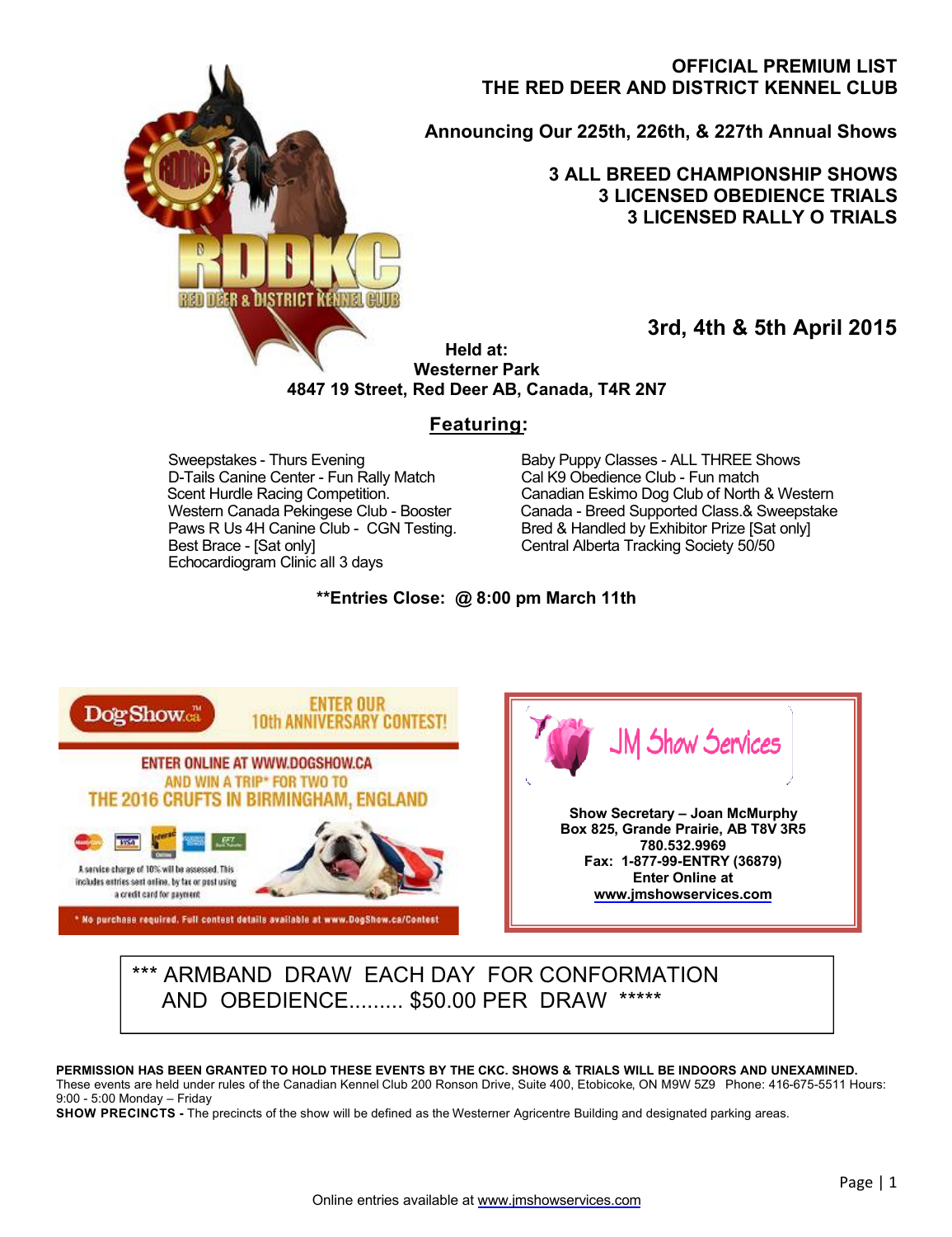# OFFICIAL PREMIUM LIST
# THE RED DEER AND DISTRICT KENNEL CLUB

## Announcing Our 225th, 226th, & 227th Annual Shows

**3 ALL BREED CHAMPIONSHIP SHOWS**
**3 LICENSED OBEDIENCE TRIALS**
**3 LICENSED RALLY O TRIALS**

## 3rd, 4th & 5th April 2015

**Held at:**
**Westerner Park**
**4847 19 Street, Red Deer AB, Canada, T4R 2N7**

## Featuring:

Sweepstakes - Thurs Evening
D-Tails Canine Center - Fun Rally Match
Scent Hurdle Racing Competition.
Western Canada Pekingese Club - Booster
Paws R Us 4H Canine Club - CGN Testing.
Best Brace - [Sat only]
Echocardiogram Clinic all 3 days

Baby Puppy Classes - ALL THREE Shows
Cal K9 Obedience Club - Fun match
Canadian Eskimo Dog Club of North & Western Canada - Breed Supported Class.& Sweepstake
Bred & Handled by Exhibitor Prize [Sat only]
Central Alberta Tracking Society 50/50

**\*\*Entries Close: @ 8:00 pm March 11th**

DogShow.ca
ENTER OUR 10th ANNIVERSARY CONTEST!
ENTER ONLINE AT WWW.DOGSHOW.CA AND WIN A TRIP* FOR TWO TO THE 2016 CRUFTS IN BIRMINGHAM, ENGLAND
A service charge of 10% will be assessed. This includes entries sent online, by fax or post using a credit card for payment
* No purchase required. Full contest details available at www.DogShow.ca/Contest

JM Show Services

**Show Secretary – Joan McMurphy**
**Box 825, Grande Prairie, AB T8V 3R5**
**780.532.9969**
**Fax: 1-877-99-ENTRY (36879)**
**Enter Online at**
**www.jmshowservices.com**

*** ARMBAND DRAW EACH DAY FOR CONFORMATION AND OBEDIENCE......... $50.00 PER DRAW *****

**PERMISSION HAS BEEN GRANTED TO HOLD THESE EVENTS BY THE CKC. SHOWS & TRIALS WILL BE INDOORS AND UNEXAMINED.**
These events are held under rules of the Canadian Kennel Club 200 Ronson Drive, Suite 400, Etobicoke, ON M9W 5Z9 Phone: 416-675-5511 Hours: 9:00 - 5:00 Monday – Friday
**SHOW PRECINCTS -** The precincts of the show will be defined as the Westerner Agricentre Building and designated parking areas.

Online entries available at www.jmshowservices.com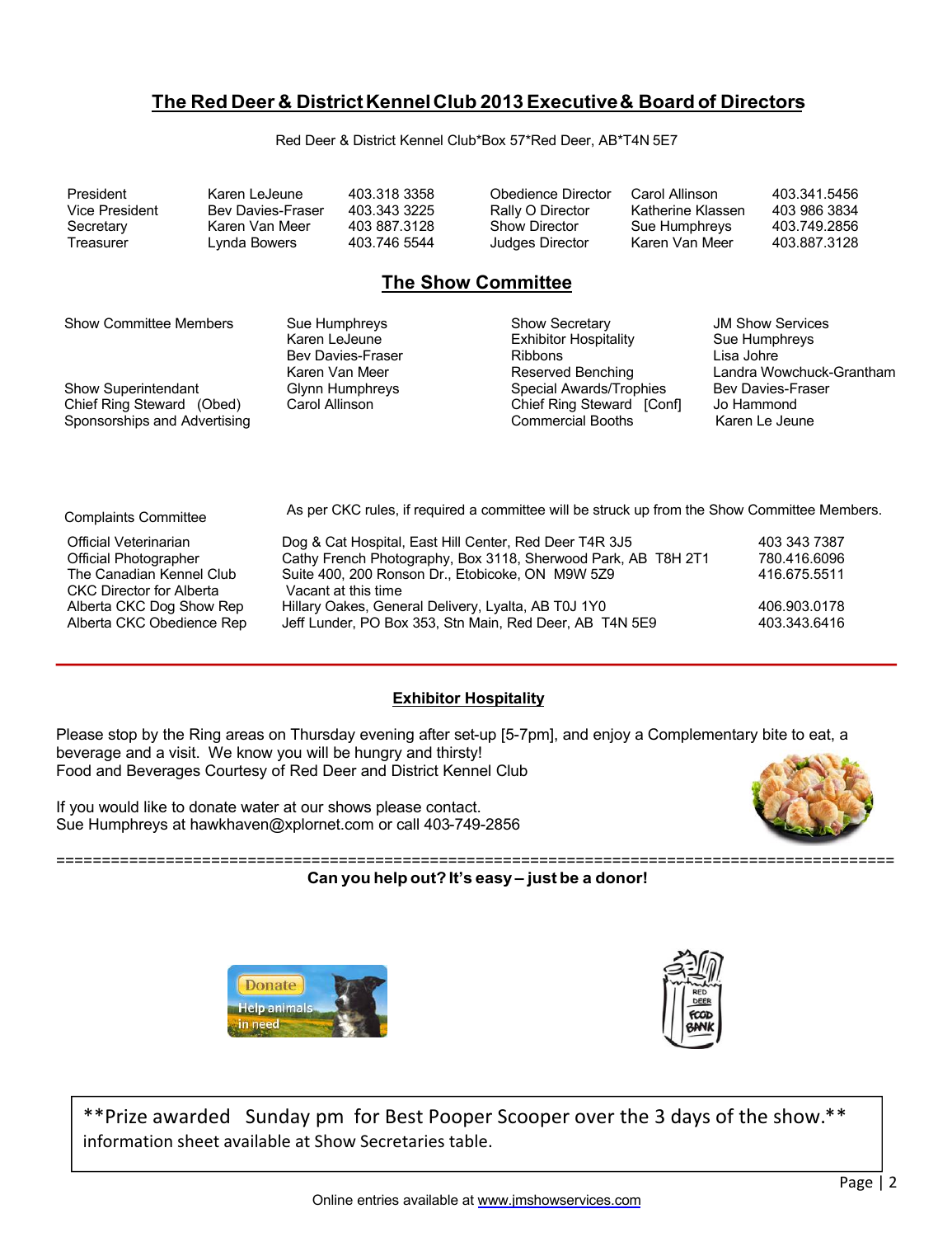## The Red Deer & District Kennel Club 2013 Executive & Board of Directors

Red Deer & District Kennel Club*Box 57*Red Deer, AB*T4N 5E7

| | | | | | |
|---|---|---|---|---|---|
| President | Karen LeJeune | 403.318 3358 | Obedience Director | Carol Allinson | 403.341.5456 |
| Vice President | Bev Davies-Fraser | 403.343 3225 | Rally O Director | Katherine Klassen | 403 986 3834 |
| Secretary | Karen Van Meer | 403 887.3128 | Show Director | Sue Humphreys | 403.749.2856 |
| Treasurer | Lynda Bowers | 403.746 5544 | Judges Director | Karen Van Meer | 403.887.3128 |

## The Show Committee

| | | | |
|---|---|---|---|
| Show Committee Members | Sue Humphreys | Show Secretary | JM Show Services |
| | Karen LeJeune | Exhibitor Hospitality | Sue Humphreys |
| | Bev Davies-Fraser | Ribbons | Lisa Johre |
| | Karen Van Meer | Reserved Benching | Landra Wowchuck-Grantham |
| Show Superintendant | Glynn Humphreys | Special Awards/Trophies | Bev Davies-Fraser |
| Chief Ring Steward (Obed) | Carol Allinson | Chief Ring Steward [Conf] | Jo Hammond |
| Sponsorships and Advertising | | Commercial Booths | Karen Le Jeune |

Complaints Committee — As per CKC rules, if required a committee will be struck up from the Show Committee Members.

| | | |
|---|---|---|
| Official Veterinarian | Dog & Cat Hospital, East Hill Center, Red Deer T4R 3J5 | 403 343 7387 |
| Official Photographer | Cathy French Photography, Box 3118, Sherwood Park, AB T8H 2T1 | 780.416.6096 |
| The Canadian Kennel Club | Suite 400, 200 Ronson Dr., Etobicoke, ON M9W 5Z9 | 416.675.5511 |
| CKC Director for Alberta | Vacant at this time | |
| Alberta CKC Dog Show Rep | Hillary Oakes, General Delivery, Lyalta, AB T0J 1Y0 | 406.903.0178 |
| Alberta CKC Obedience Rep | Jeff Lunder, PO Box 353, Stn Main, Red Deer, AB T4N 5E9 | 403.343.6416 |

---

### Exhibitor Hospitality

Please stop by the Ring areas on Thursday evening after set-up [5-7pm], and enjoy a Complementary bite to eat, a beverage and a visit. We know you will be hungry and thirsty!
Food and Beverages Courtesy of Red Deer and District Kennel Club

If you would like to donate water at our shows please contact.
Sue Humphreys at hawkhaven@xplornet.com or call 403-749-2856

==========================================================================================

**Can you help out? It's easy – just be a donor!**

**Prize awarded Sunday pm for Best Pooper Scooper over the 3 days of the show.**
information sheet available at Show Secretaries table.

Online entries available at www.jmshowservices.com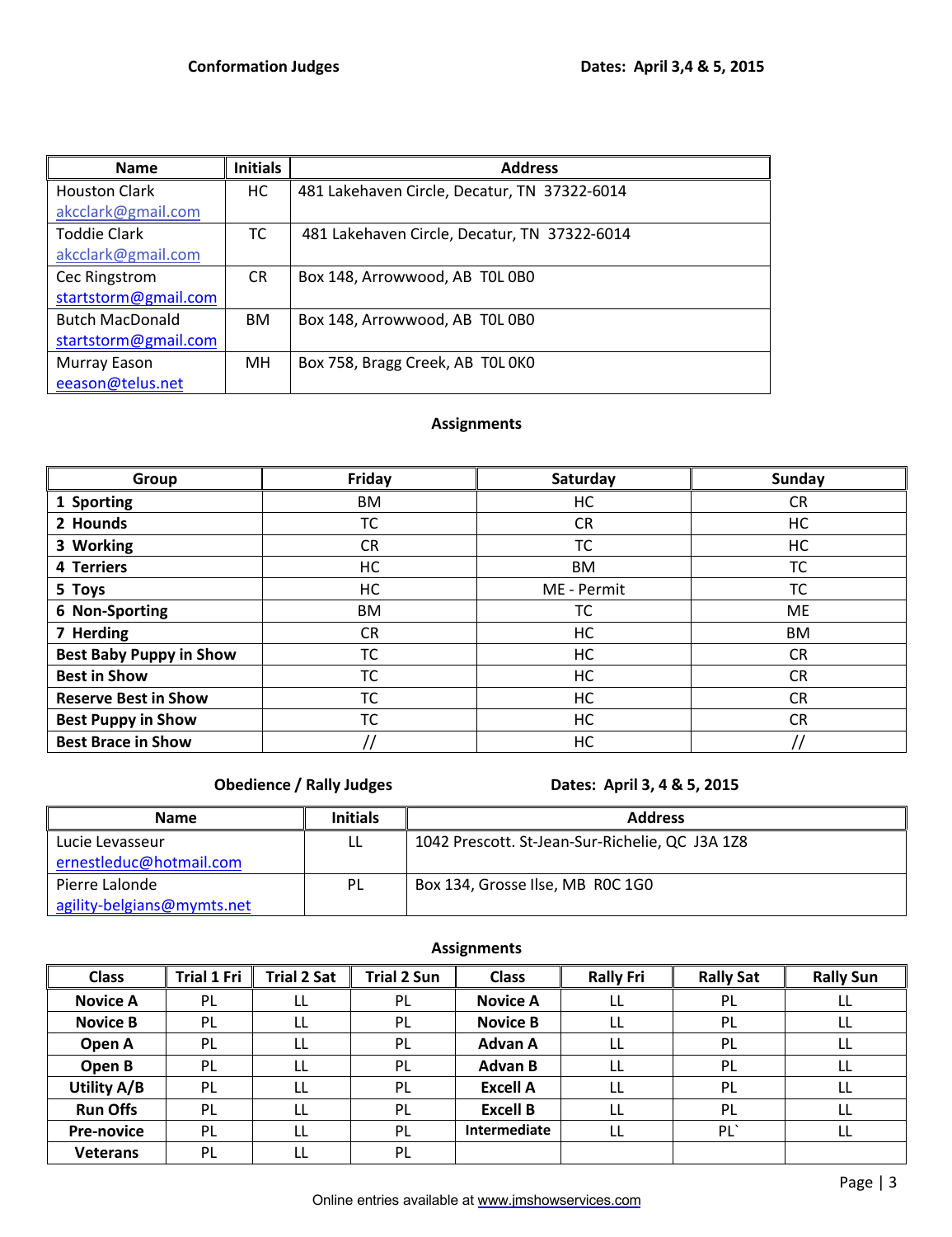**Conformation Judges** **Dates: April 3,4 & 5, 2015**

| Name | Initials | Address |
|---|---|---|
| Houston Clark akcclark@gmail.com | HC | 481 Lakehaven Circle, Decatur, TN 37322-6014 |
| Toddie Clark akcclark@gmail.com | TC | 481 Lakehaven Circle, Decatur, TN 37322-6014 |
| Cec Ringstrom startstorm@gmail.com | CR | Box 148, Arrowwood, AB T0L 0B0 |
| Butch MacDonald startstorm@gmail.com | BM | Box 148, Arrowwood, AB T0L 0B0 |
| Murray Eason eeason@telus.net | MH | Box 758, Bragg Creek, AB T0L 0K0 |

**Assignments**

| Group | Friday | Saturday | Sunday |
|---|---|---|---|
| 1 Sporting | BM | HC | CR |
| 2 Hounds | TC | CR | HC |
| 3 Working | CR | TC | HC |
| 4 Terriers | HC | BM | TC |
| 5 Toys | HC | ME - Permit | TC |
| 6 Non-Sporting | BM | TC | ME |
| 7 Herding | CR | HC | BM |
| Best Baby Puppy in Show | TC | HC | CR |
| Best in Show | TC | HC | CR |
| Reserve Best in Show | TC | HC | CR |
| Best Puppy in Show | TC | HC | CR |
| Best Brace in Show | // | HC | // |

**Obedience / Rally Judges** **Dates: April 3, 4 & 5, 2015**

| Name | Initials | Address |
|---|---|---|
| Lucie Levasseur ernestleduc@hotmail.com | LL | 1042 Prescott. St-Jean-Sur-Richelie, QC J3A 1Z8 |
| Pierre Lalonde agility-belgians@mymts.net | PL | Box 134, Grosse Ilse, MB R0C 1G0 |

**Assignments**

| Class | Trial 1 Fri | Trial 2 Sat | Trial 2 Sun | Class | Rally Fri | Rally Sat | Rally Sun |
|---|---|---|---|---|---|---|---|
| Novice A | PL | LL | PL | Novice A | LL | PL | LL |
| Novice B | PL | LL | PL | Novice B | LL | PL | LL |
| Open A | PL | LL | PL | Advan A | LL | PL | LL |
| Open B | PL | LL | PL | Advan B | LL | PL | LL |
| Utility A/B | PL | LL | PL | Excell A | LL | PL | LL |
| Run Offs | PL | LL | PL | Excell B | LL | PL | LL |
| Pre-novice | PL | LL | PL | Intermediate | LL | PL` | LL |
| Veterans | PL | LL | PL | | | | |

Online entries available at www.jmshowservices.com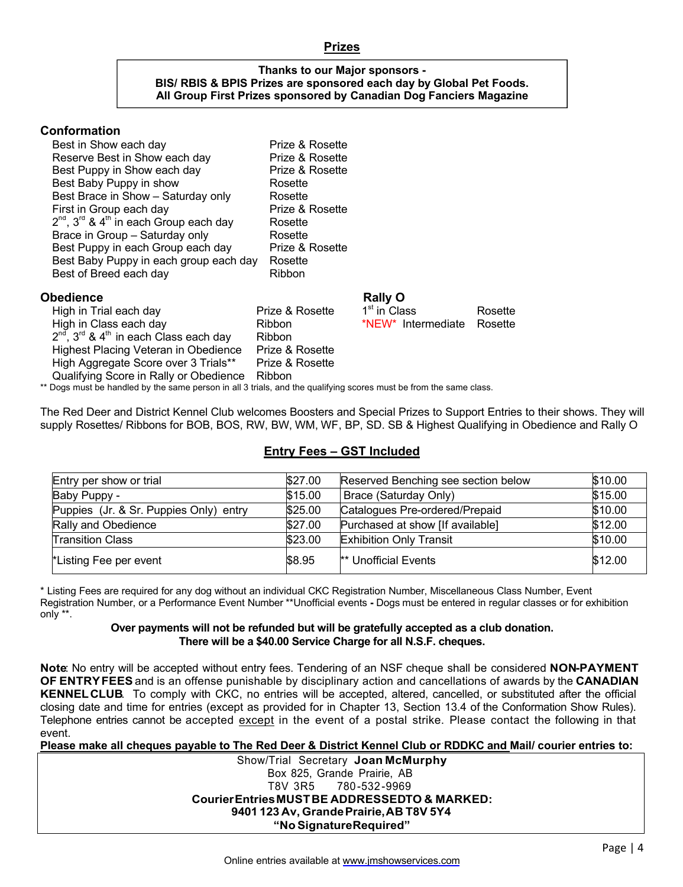## Prizes

**Thanks to our Major sponsors -**
**BIS/ RBIS & BPIS Prizes are sponsored each day by Global Pet Foods.**
**All Group First Prizes sponsored by Canadian Dog Fanciers Magazine**

### Conformation

| | |
|---|---|
| Best in Show each day | Prize & Rosette |
| Reserve Best in Show each day | Prize & Rosette |
| Best Puppy in Show each day | Prize & Rosette |
| Best Baby Puppy in show | Rosette |
| Best Brace in Show – Saturday only | Rosette |
| First in Group each day | Prize & Rosette |
| 2nd, 3rd & 4th in each Group each day | Rosette |
| Brace in Group – Saturday only | Rosette |
| Best Puppy in each Group each day | Prize & Rosette |
| Best Baby Puppy in each group each day | Rosette |
| Best of Breed each day | Ribbon |

### Obedience

| | |
|---|---|
| High in Trial each day | Prize & Rosette |
| High in Class each day | Ribbon |
| 2nd, 3rd & 4th in each Class each day | Ribbon |
| Highest Placing Veteran in Obedience | Prize & Rosette |
| High Aggregate Score over 3 Trials** | Prize & Rosette |
| Qualifying Score in Rally or Obedience | Ribbon |

### Rally O

| | |
|---|---|
| 1st in Class | Rosette |
| *NEW* Intermediate | Rosette |

** Dogs must be handled by the same person in all 3 trials, and the qualifying scores must be from the same class.

The Red Deer and District Kennel Club welcomes Boosters and Special Prizes to Support Entries to their shows. They will supply Rosettes/ Ribbons for BOB, BOS, RW, BW, WM, WF, BP, SD. SB & Highest Qualifying in Obedience and Rally O

## Entry Fees – GST Included

| | | | |
|---|---|---|---|
| Entry per show or trial | $27.00 | Reserved Benching see section below | $10.00 |
| Baby Puppy - | $15.00 | Brace (Saturday Only) | $15.00 |
| Puppies (Jr. & Sr. Puppies Only) entry | $25.00 | Catalogues Pre-ordered/Prepaid | $10.00 |
| Rally and Obedience | $27.00 | Purchased at show [If available] | $12.00 |
| Transition Class | $23.00 | Exhibition Only Transit | $10.00 |
| *Listing Fee per event | $8.95 | ** Unofficial Events | $12.00 |

* Listing Fees are required for any dog without an individual CKC Registration Number, Miscellaneous Class Number, Event Registration Number, or a Performance Event Number **Unofficial events - Dogs must be entered in regular classes or for exhibition only **.

**Over payments will not be refunded but will be gratefully accepted as a club donation.**
**There will be a $40.00 Service Charge for all N.S.F. cheques.**

**Note**: No entry will be accepted without entry fees. Tendering of an NSF cheque shall be considered **NON-PAYMENT OF ENTRY FEES** and is an offense punishable by disciplinary action and cancellations of awards by the **CANADIAN KENNEL CLUB**. To comply with CKC, no entries will be accepted, altered, cancelled, or substituted after the official closing date and time for entries (except as provided for in Chapter 13, Section 13.4 of the Conformation Show Rules). Telephone entries cannot be accepted except in the event of a postal strike. Please contact the following in that event.

**Please make all cheques payable to The Red Deer & District Kennel Club or RDDKC and Mail/ courier entries to:**

Show/Trial Secretary **Joan McMurphy**
Box 825, Grande Prairie, AB
T8V 3R5 780-532-9969
**Courier Entries MUST BE ADDRESSED TO & MARKED:**
**9401 123 Av, Grande Prairie, AB T8V 5Y4**
**"No Signature Required"**

Online entries available at www.jmshowservices.com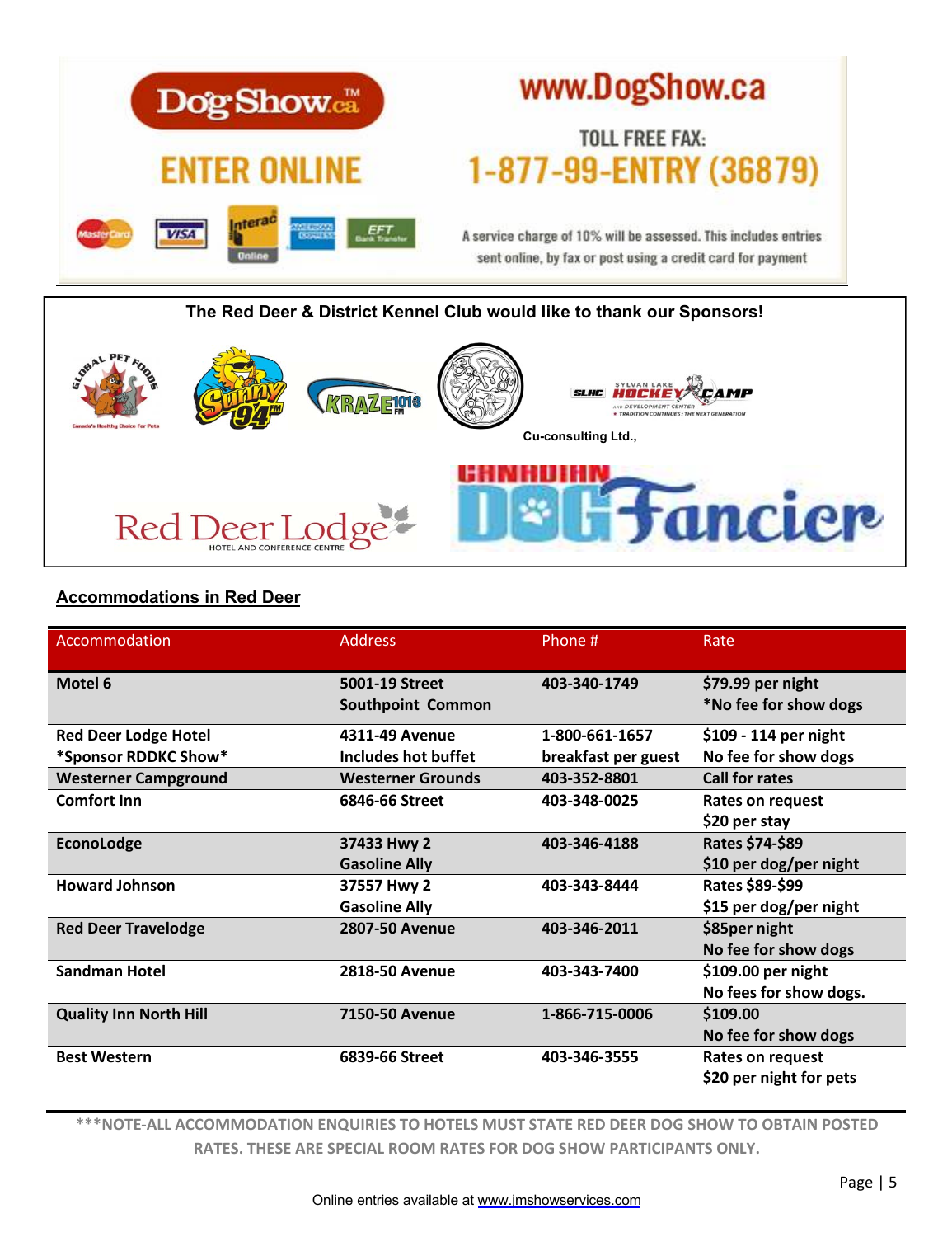DogShow.ca™

www.DogShow.ca

**ENTER ONLINE**

TOLL FREE FAX:
**1-877-99-ENTRY (36879)**

MasterCard | VISA | Interac Online | American Express | EFT Bank Transfer

A service charge of 10% will be assessed. This includes entries sent online, by fax or post using a credit card for payment

**The Red Deer & District Kennel Club would like to thank our Sponsors!**

Global Pet Foods – Canada's Healthy Choice For Pets
Sunny 94 FM
KRAZE 101.3 FM
SLHC Sylvan Lake Hockey Camp and Development Center – Tradition Continues: The Next Generation
Cu-consulting Ltd.,
Red Deer Lodge Hotel and Conference Centre
Canadian Dog Fancier

## Accommodations in Red Deer

| Accommodation | Address | Phone # | Rate |
|---|---|---|---|
| **Motel 6** | **5001-19 Street Southpoint Common** | **403-340-1749** | **$79.99 per night *No fee for show dogs** |
| **Red Deer Lodge Hotel *Sponsor RDDKC Show*** | **4311-49 Avenue Includes hot buffet** | **1-800-661-1657 breakfast per guest** | **$109 - 114 per night No fee for show dogs** |
| **Westerner Campground** | **Westerner Grounds** | **403-352-8801** | **Call for rates** |
| **Comfort Inn** | **6846-66 Street** | **403-348-0025** | **Rates on request $20 per stay** |
| **EconoLodge** | **37433 Hwy 2 Gasoline Ally** | **403-346-4188** | **Rates $74-$89 $10 per dog/per night** |
| **Howard Johnson** | **37557 Hwy 2 Gasoline Ally** | **403-343-8444** | **Rates $89-$99 $15 per dog/per night** |
| **Red Deer Travelodge** | **2807-50 Avenue** | **403-346-2011** | **$85per night No fee for show dogs** |
| **Sandman Hotel** | **2818-50 Avenue** | **403-343-7400** | **$109.00 per night No fees for show dogs.** |
| **Quality Inn North Hill** | **7150-50 Avenue** | **1-866-715-0006** | **$109.00 No fee for show dogs** |
| **Best Western** | **6839-66 Street** | **403-346-3555** | **Rates on request $20 per night for pets** |

**\*\*\*NOTE-ALL ACCOMMODATION ENQUIRIES TO HOTELS MUST STATE RED DEER DOG SHOW TO OBTAIN POSTED RATES. THESE ARE SPECIAL ROOM RATES FOR DOG SHOW PARTICIPANTS ONLY.**

Online entries available at www.jmshowservices.com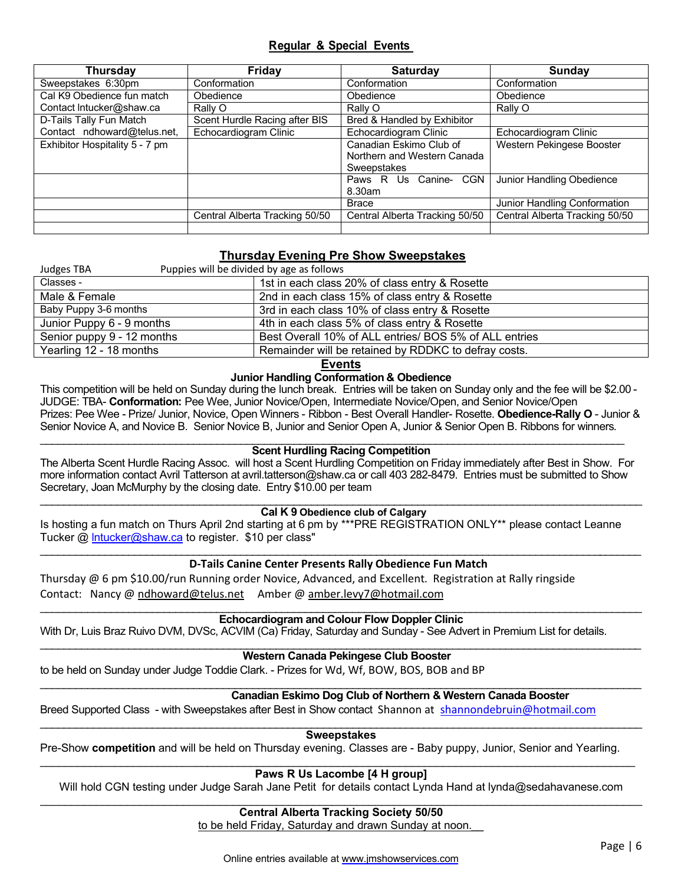## Regular & Special Events

| Thursday | Friday | Saturday | Sunday |
|---|---|---|---|
| Sweepstakes 6:30pm | Conformation | Conformation | Conformation |
| Cal K9 Obedience fun match | Obedience | Obedience | Obedience |
| Contact lntucker@shaw.ca | Rally O | Rally O | Rally O |
| D-Tails Tally Fun Match | Scent Hurdle Racing after BIS | Bred & Handled by Exhibitor | |
| Contact ndhoward@telus.net, | Echocardiogram Clinic | Echocardiogram Clinic | Echocardiogram Clinic |
| Exhibitor Hospitality 5 - 7 pm | | Canadian Eskimo Club of Northern and Western Canada Sweepstakes | Western Pekingese Booster |
| | | Paws R Us Canine- CGN 8.30am | Junior Handling Obedience |
| | | Brace | Junior Handling Conformation |
| | Central Alberta Tracking 50/50 | Central Alberta Tracking 50/50 | Central Alberta Tracking 50/50 |
| | | | |

## Thursday Evening Pre Show Sweepstakes

Judges TBA Puppies will be divided by age as follows

| Classes - | 1st in each class 20% of class entry & Rosette |
|---|---|
| Male & Female | 2nd in each class 15% of class entry & Rosette |
| Baby Puppy 3-6 months | 3rd in each class 10% of class entry & Rosette |
| Junior Puppy 6 - 9 months | 4th in each class 5% of class entry & Rosette |
| Senior puppy 9 - 12 months | Best Overall 10% of ALL entries/ BOS 5% of ALL entries |
| Yearling 12 - 18 months | Remainder will be retained by RDDKC to defray costs. |

## Events

### Junior Handling Conformation & Obedience

This competition will be held on Sunday during the lunch break. Entries will be taken on Sunday only and the fee will be $2.00 - JUDGE: TBA- **Conformation:** Pee Wee, Junior Novice/Open, Intermediate Novice/Open, and Senior Novice/Open Prizes: Pee Wee - Prize/ Junior, Novice, Open Winners - Ribbon - Best Overall Handler- Rosette. **Obedience-Rally O** - Junior & Senior Novice A, and Novice B. Senior Novice B, Junior and Senior Open A, Junior & Senior Open B. Ribbons for winners.

---

### Scent Hurdling Racing Competition

The Alberta Scent Hurdle Racing Assoc. will host a Scent Hurdling Competition on Friday immediately after Best in Show. For more information contact Avril Tatterson at avril.tatterson@shaw.ca or call 403 282-8479. Entries must be submitted to Show Secretary, Joan McMurphy by the closing date. Entry $10.00 per team

---

### Cal K 9 Obedience club of Calgary

Is hosting a fun match on Thurs April 2nd starting at 6 pm by ***PRE REGISTRATION ONLY** please contact Leanne Tucker @ lntucker@shaw.ca to register. $10 per class"

---

### D-Tails Canine Center Presents Rally Obedience Fun Match

Thursday @ 6 pm $10.00/run Running order Novice, Advanced, and Excellent. Registration at Rally ringside
Contact: Nancy @ ndhoward@telus.net Amber @ amber.levy7@hotmail.com

---

### Echocardiogram and Colour Flow Doppler Clinic

With Dr, Luis Braz Ruivo DVM, DVSc, ACVIM (Ca) Friday, Saturday and Sunday - See Advert in Premium List for details.

---

### Western Canada Pekingese Club Booster

to be held on Sunday under Judge Toddie Clark. - Prizes for Wd, Wf, BOW, BOS, BOB and BP

---

### Canadian Eskimo Dog Club of Northern & Western Canada Booster

Breed Supported Class - with Sweepstakes after Best in Show contact Shannon at shannondebruin@hotmail.com

---

### Sweepstakes

Pre-Show **competition** and will be held on Thursday evening. Classes are - Baby puppy, Junior, Senior and Yearling.

---

### Paws R Us Lacombe [4 H group]

Will hold CGN testing under Judge Sarah Jane Petit for details contact Lynda Hand at lynda@sedahavanese.com

---

### Central Alberta Tracking Society 50/50

to be held Friday, Saturday and drawn Sunday at noon.

Online entries available at www.jmshowservices.com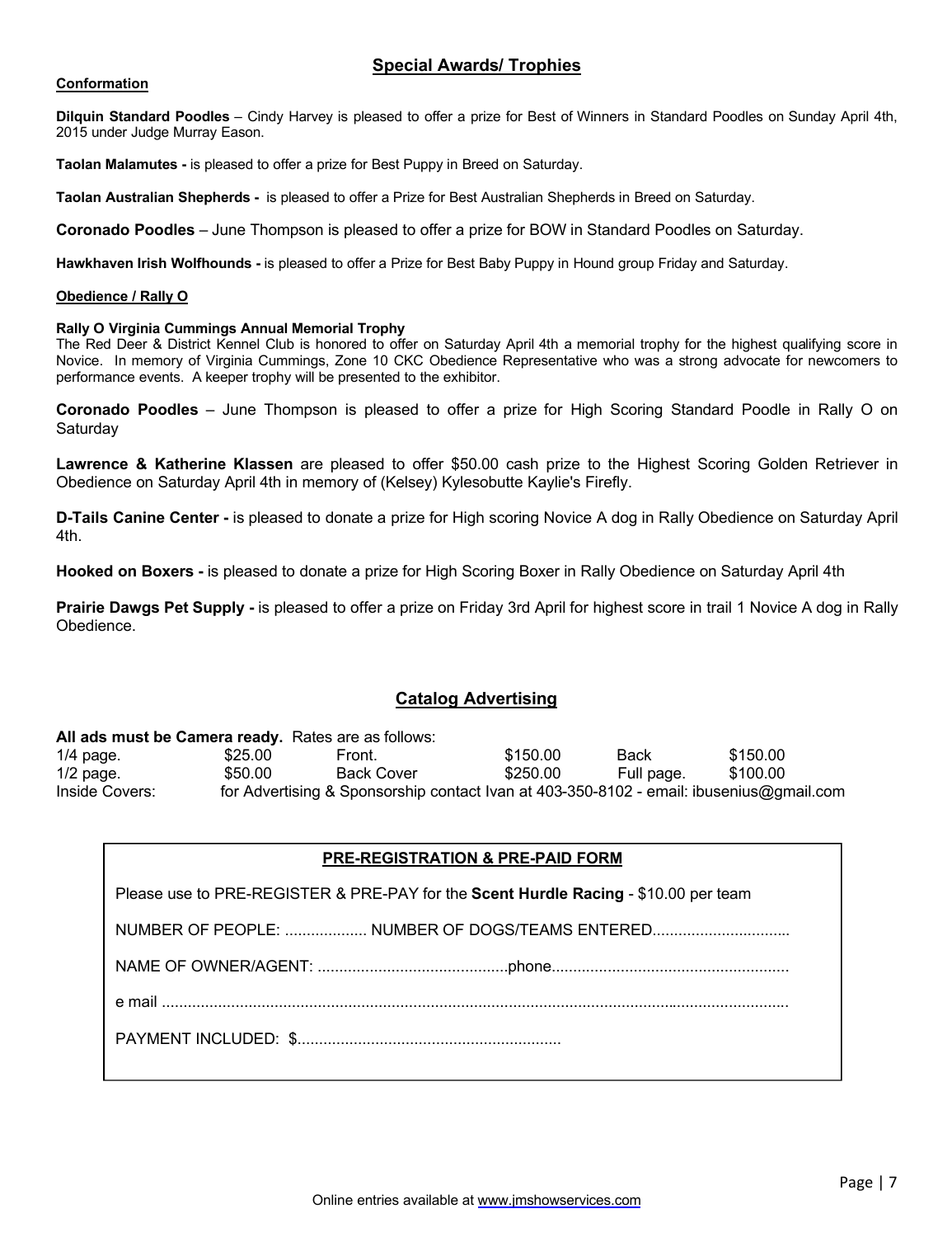## Special Awards/ Trophies

**Conformation**

**Dilquin Standard Poodles** – Cindy Harvey is pleased to offer a prize for Best of Winners in Standard Poodles on Sunday April 4th, 2015 under Judge Murray Eason.

**Taolan Malamutes -** is pleased to offer a prize for Best Puppy in Breed on Saturday.

**Taolan Australian Shepherds -** is pleased to offer a Prize for Best Australian Shepherds in Breed on Saturday.

**Coronado Poodles** – June Thompson is pleased to offer a prize for BOW in Standard Poodles on Saturday.

**Hawkhaven Irish Wolfhounds -** is pleased to offer a Prize for Best Baby Puppy in Hound group Friday and Saturday.

**Obedience / Rally O**

**Rally O Virginia Cummings Annual Memorial Trophy**
The Red Deer & District Kennel Club is honored to offer on Saturday April 4th a memorial trophy for the highest qualifying score in Novice. In memory of Virginia Cummings, Zone 10 CKC Obedience Representative who was a strong advocate for newcomers to performance events. A keeper trophy will be presented to the exhibitor.

**Coronado Poodles** – June Thompson is pleased to offer a prize for High Scoring Standard Poodle in Rally O on Saturday

**Lawrence & Katherine Klassen** are pleased to offer $50.00 cash prize to the Highest Scoring Golden Retriever in Obedience on Saturday April 4th in memory of (Kelsey) Kylesobutte Kaylie's Firefly.

**D-Tails Canine Center -** is pleased to donate a prize for High scoring Novice A dog in Rally Obedience on Saturday April 4th.

**Hooked on Boxers -** is pleased to donate a prize for High Scoring Boxer in Rally Obedience on Saturday April 4th

**Prairie Dawgs Pet Supply -** is pleased to offer a prize on Friday 3rd April for highest score in trail 1 Novice A dog in Rally Obedience.

## Catalog Advertising

**All ads must be Camera ready.** Rates are as follows:

| | | | | | |
|---|---|---|---|---|---|
| 1/4 page. | $25.00 | Front. | $150.00 | Back | $150.00 |
| 1/2 page. | $50.00 | Back Cover | $250.00 | Full page. | $100.00 |
| Inside Covers: | for Advertising & Sponsorship contact Ivan at 403-350-8102 - email: ibusenius@gmail.com | | | | |

**PRE-REGISTRATION & PRE-PAID FORM**

Please use to PRE-REGISTER & PRE-PAY for the **Scent Hurdle Racing** - $10.00 per team

NUMBER OF PEOPLE: ................... NUMBER OF DOGS/TEAMS ENTERED................................

NAME OF OWNER/AGENT: ............................................phone......................................................

e mail ...................................................................................................................................

PAYMENT INCLUDED: $............................................................

Online entries available at www.jmshowservices.com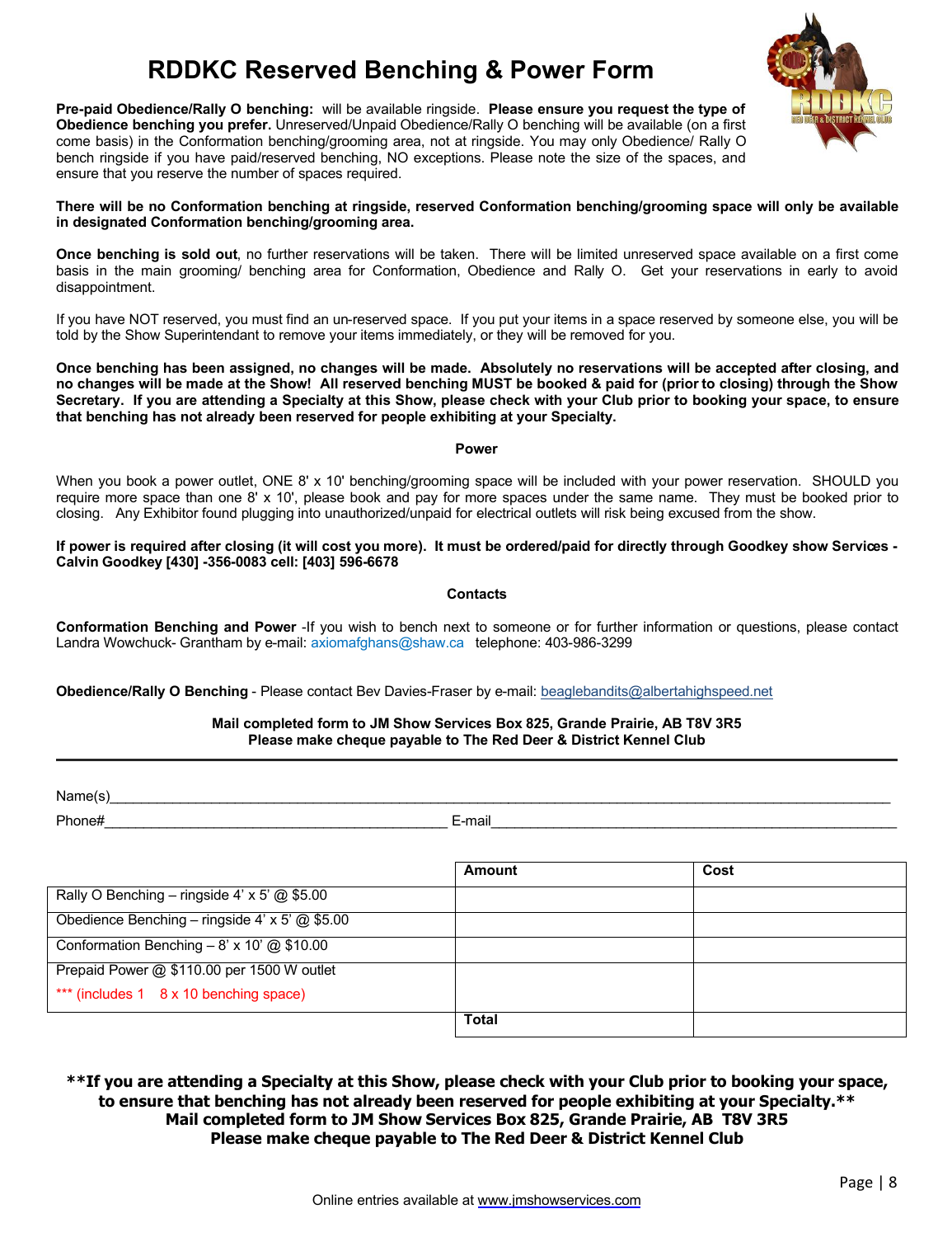# RDDKC Reserved Benching & Power Form

**Pre-paid Obedience/Rally O benching:** will be available ringside. **Please ensure you request the type of Obedience benching you prefer.** Unreserved/Unpaid Obedience/Rally O benching will be available (on a first come basis) in the Conformation benching/grooming area, not at ringside. You may only Obedience/ Rally O bench ringside if you have paid/reserved benching, NO exceptions. Please note the size of the spaces, and ensure that you reserve the number of spaces required.

**There will be no Conformation benching at ringside, reserved Conformation benching/grooming space will only be available in designated Conformation benching/grooming area.**

**Once benching is sold out**, no further reservations will be taken. There will be limited unreserved space available on a first come basis in the main grooming/ benching area for Conformation, Obedience and Rally O. Get your reservations in early to avoid disappointment.

If you have NOT reserved, you must find an un-reserved space. If you put your items in a space reserved by someone else, you will be told by the Show Superintendant to remove your items immediately, or they will be removed for you.

**Once benching has been assigned, no changes will be made. Absolutely no reservations will be accepted after closing, and no changes will be made at the Show! All reserved benching MUST be booked & paid for (prior to closing) through the Show Secretary. If you are attending a Specialty at this Show, please check with your Club prior to booking your space, to ensure that benching has not already been reserved for people exhibiting at your Specialty.**

## Power

When you book a power outlet, ONE 8' x 10' benching/grooming space will be included with your power reservation. SHOULD you require more space than one 8' x 10', please book and pay for more spaces under the same name. They must be booked prior to closing. Any Exhibitor found plugging into unauthorized/unpaid for electrical outlets will risk being excused from the show.

**If power is required after closing (it will cost you more). It must be ordered/paid for directly through Goodkey show Services - Calvin Goodkey [430] -356-0083 cell: [403] 596-6678**

## Contacts

**Conformation Benching and Power** -If you wish to bench next to someone or for further information or questions, please contact Landra Wowchuck- Grantham by e-mail: axiomafghans@shaw.ca telephone: 403-986-3299

**Obedience/Rally O Benching** - Please contact Bev Davies-Fraser by e-mail: beaglebandits@albertahighspeed.net

**Mail completed form to JM Show Services Box 825, Grande Prairie, AB T8V 3R5**
**Please make cheque payable to The Red Deer & District Kennel Club**

---

Name(s)______________________________________________________________

Phone#_____________________________ E-mail_____________________________

| | Amount | Cost |
|---|---|---|
| Rally O Benching – ringside 4' x 5' @ $5.00 | | |
| Obedience Benching – ringside 4' x 5' @ $5.00 | | |
| Conformation Benching – 8' x 10' @ $10.00 | | |
| Prepaid Power @ $110.00 per 1500 W outlet *** (includes 1 8 x 10 benching space) | | |
| | Total | |

**\*\*If you are attending a Specialty at this Show, please check with your Club prior to booking your space, to ensure that benching has not already been reserved for people exhibiting at your Specialty.\*\***
**Mail completed form to JM Show Services Box 825, Grande Prairie, AB T8V 3R5**
**Please make cheque payable to The Red Deer & District Kennel Club**

Online entries available at www.jmshowservices.com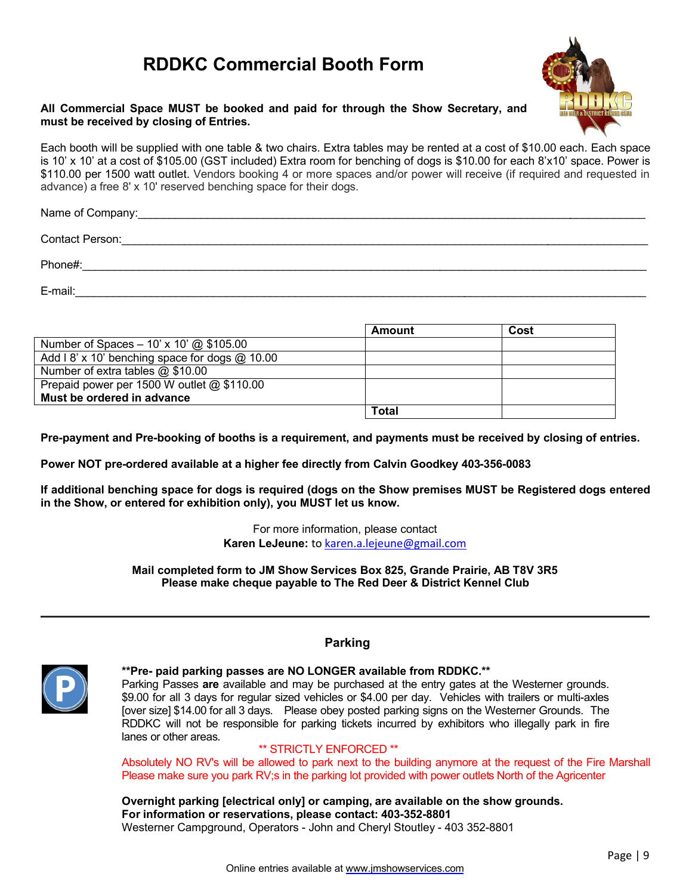# RDDKC Commercial Booth Form

**All Commercial Space MUST be booked and paid for through the Show Secretary, and must be received by closing of Entries.**

Each booth will be supplied with one table & two chairs. Extra tables may be rented at a cost of $10.00 each. Each space is 10' x 10' at a cost of $105.00 (GST included) Extra room for benching of dogs is $10.00 for each 8'x10' space. Power is $110.00 per 1500 watt outlet. Vendors booking 4 or more spaces and/or power will receive (if required and requested in advance) a free 8' x 10' reserved benching space for their dogs.

Name of Company:______________________________________________

Contact Person:______________________________________________

Phone#:______________________________________________

E-mail:______________________________________________

| | Amount | Cost |
|---|---|---|
| Number of Spaces – 10' x 10' @ $105.00 | | |
| Add I 8' x 10' benching space for dogs @ 10.00 | | |
| Number of extra tables @ $10.00 | | |
| Prepaid power per 1500 W outlet @ $110.00 **Must be ordered in advance** | | |
| | **Total** | |

**Pre-payment and Pre-booking of booths is a requirement, and payments must be received by closing of entries.**

**Power NOT pre-ordered available at a higher fee directly from Calvin Goodkey 403-356-0083**

**If additional benching space for dogs is required (dogs on the Show premises MUST be Registered dogs entered in the Show, or entered for exhibition only), you MUST let us know.**

For more information, please contact
**Karen LeJeune:** to karen.a.lejeune@gmail.com

**Mail completed form to JM Show Services Box 825, Grande Prairie, AB T8V 3R5**
**Please make cheque payable to The Red Deer & District Kennel Club**

---

## Parking

**\*\*Pre- paid parking passes are NO LONGER available from RDDKC.\*\***
Parking Passes **are** available and may be purchased at the entry gates at the Westerner grounds. $9.00 for all 3 days for regular sized vehicles or $4.00 per day. Vehicles with trailers or multi-axles [over size] $14.00 for all 3 days. Please obey posted parking signs on the Westerner Grounds. The RDDKC will not be responsible for parking tickets incurred by exhibitors who illegally park in fire lanes or other areas.

** STRICTLY ENFORCED **

Absolutely NO RV's will be allowed to park next to the building anymore at the request of the Fire Marshall Please make sure you park RV;s in the parking lot provided with power outlets North of the Agricenter

**Overnight parking [electrical only] or camping, are available on the show grounds.**
**For information or reservations, please contact: 403-352-8801**
Westerner Campground, Operators - John and Cheryl Stoutley - 403 352-8801

Online entries available at www.jmshowservices.com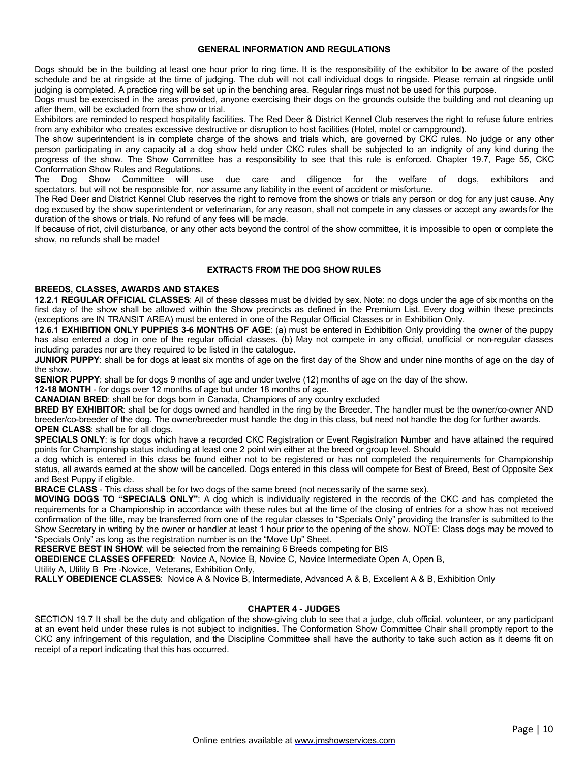### GENERAL INFORMATION AND REGULATIONS

Dogs should be in the building at least one hour prior to ring time. It is the responsibility of the exhibitor to be aware of the posted schedule and be at ringside at the time of judging. The club will not call individual dogs to ringside. Please remain at ringside until judging is completed. A practice ring will be set up in the benching area. Regular rings must not be used for this purpose.

Dogs must be exercised in the areas provided, anyone exercising their dogs on the grounds outside the building and not cleaning up after them, will be excluded from the show or trial.

Exhibitors are reminded to respect hospitality facilities. The Red Deer & District Kennel Club reserves the right to refuse future entries from any exhibitor who creates excessive destructive or disruption to host facilities (Hotel, motel or campground).

The show superintendent is in complete charge of the shows and trials which, are governed by CKC rules. No judge or any other person participating in any capacity at a dog show held under CKC rules shall be subjected to an indignity of any kind during the progress of the show. The Show Committee has a responsibility to see that this rule is enforced. Chapter 19.7, Page 55, CKC Conformation Show Rules and Regulations.

The Dog Show Committee will use due care and diligence for the welfare of dogs, exhibitors and spectators, but will not be responsible for, nor assume any liability in the event of accident or misfortune.

The Red Deer and District Kennel Club reserves the right to remove from the shows or trials any person or dog for any just cause. Any dog excused by the show superintendent or veterinarian, for any reason, shall not compete in any classes or accept any awards for the duration of the shows or trials. No refund of any fees will be made.

If because of riot, civil disturbance, or any other acts beyond the control of the show committee, it is impossible to open or complete the show, no refunds shall be made!

---

### EXTRACTS FROM THE DOG SHOW RULES

**BREEDS, CLASSES, AWARDS AND STAKES**

**12.2.1 REGULAR OFFICIAL CLASSES**: All of these classes must be divided by sex. Note: no dogs under the age of six months on the first day of the show shall be allowed within the Show precincts as defined in the Premium List. Every dog within these precincts (exceptions are IN TRANSIT AREA) must be entered in one of the Regular Official Classes or in Exhibition Only.

**12.6.1 EXHIBITION ONLY PUPPIES 3-6 MONTHS OF AGE**: (a) must be entered in Exhibition Only providing the owner of the puppy has also entered a dog in one of the regular official classes. (b) May not compete in any official, unofficial or non-regular classes including parades nor are they required to be listed in the catalogue.

**JUNIOR PUPPY**: shall be for dogs at least six months of age on the first day of the Show and under nine months of age on the day of the show.

**SENIOR PUPPY**: shall be for dogs 9 months of age and under twelve (12) months of age on the day of the show.

**12-18 MONTH** - for dogs over 12 months of age but under 18 months of age.

**CANADIAN BRED**: shall be for dogs born in Canada, Champions of any country excluded

**BRED BY EXHIBITOR**: shall be for dogs owned and handled in the ring by the Breeder. The handler must be the owner/co-owner AND breeder/co-breeder of the dog. The owner/breeder must handle the dog in this class, but need not handle the dog for further awards.

**OPEN CLASS**: shall be for all dogs.

**SPECIALS ONLY**: is for dogs which have a recorded CKC Registration or Event Registration Number and have attained the required points for Championship status including at least one 2 point win either at the breed or group level. Should a dog which is entered in this class be found either not to be registered or has not completed the requirements for Championship status, all awards earned at the show will be cancelled. Dogs entered in this class will compete for Best of Breed, Best of Opposite Sex and Best Puppy if eligible.

**BRACE CLASS** - This class shall be for two dogs of the same breed (not necessarily of the same sex).

**MOVING DOGS TO "SPECIALS ONLY"**: A dog which is individually registered in the records of the CKC and has completed the requirements for a Championship in accordance with these rules but at the time of the closing of entries for a show has not received confirmation of the title, may be transferred from one of the regular classes to "Specials Only" providing the transfer is submitted to the Show Secretary in writing by the owner or handler at least 1 hour prior to the opening of the show. NOTE: Class dogs may be moved to "Specials Only" as long as the registration number is on the "Move Up" Sheet.

**RESERVE BEST IN SHOW**: will be selected from the remaining 6 Breeds competing for BIS

**OBEDIENCE CLASSES OFFERED**: Novice A, Novice B, Novice C, Novice Intermediate Open A, Open B, Utility A, Utility B Pre -Novice, Veterans, Exhibition Only,

**RALLY OBEDIENCE CLASSES**: Novice A & Novice B, Intermediate, Advanced A & B, Excellent A & B, Exhibition Only

### CHAPTER 4 - JUDGES

SECTION 19.7 It shall be the duty and obligation of the show-giving club to see that a judge, club official, volunteer, or any participant at an event held under these rules is not subject to indignities. The Conformation Show Committee Chair shall promptly report to the CKC any infringement of this regulation, and the Discipline Committee shall have the authority to take such action as it deems fit on receipt of a report indicating that this has occurred.

Online entries available at www.jmshowservices.com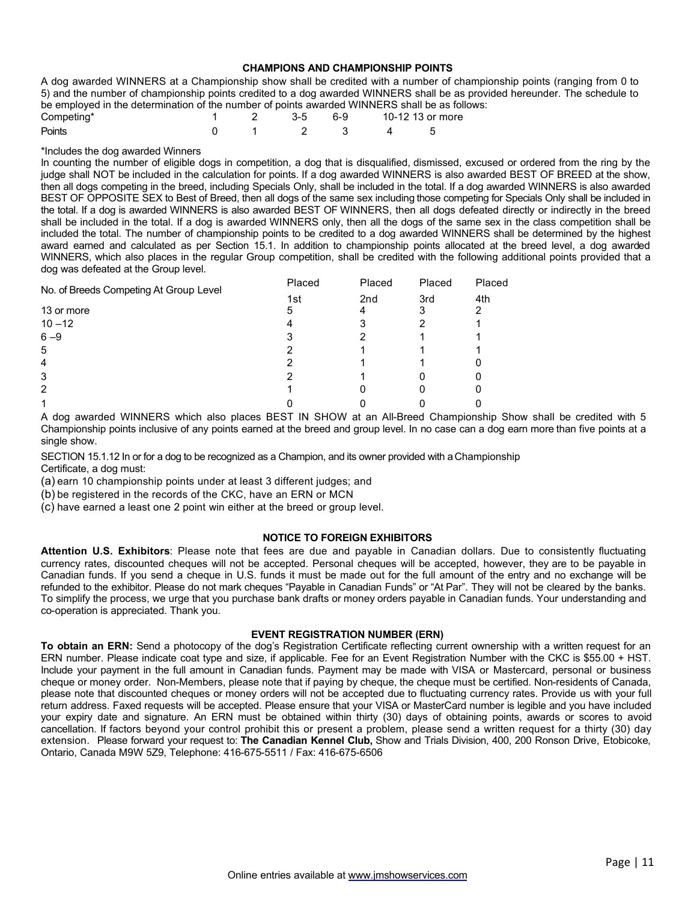## CHAMPIONS AND CHAMPIONSHIP POINTS

A dog awarded WINNERS at a Championship show shall be credited with a number of championship points (ranging from 0 to 5) and the number of championship points credited to a dog awarded WINNERS shall be as provided hereunder. The schedule to be employed in the determination of the number of points awarded WINNERS shall be as follows:

| Competing* | 1 | 2 | 3-5 | 6-9 | 10-12 | 13 or more |
|---|---|---|---|---|---|---|
| Points | 0 | 1 | 2 | 3 | 4 | 5 |

*Includes the dog awarded Winners

In counting the number of eligible dogs in competition, a dog that is disqualified, dismissed, excused or ordered from the ring by the judge shall NOT be included in the calculation for points. If a dog awarded WINNERS is also awarded BEST OF BREED at the show, then all dogs competing in the breed, including Specials Only, shall be included in the total. If a dog awarded WINNERS is also awarded BEST OF OPPOSITE SEX to Best of Breed, then all dogs of the same sex including those competing for Specials Only shall be included in the total. If a dog is awarded WINNERS is also awarded BEST OF WINNERS, then all dogs defeated directly or indirectly in the breed shall be included in the total. If a dog is awarded WINNERS only, then all the dogs of the same sex in the class competition shall be included the total. The number of championship points to be credited to a dog awarded WINNERS shall be determined by the highest award earned and calculated as per Section 15.1. In addition to championship points allocated at the breed level, a dog awarded WINNERS, which also places in the regular Group competition, shall be credited with the following additional points provided that a dog was defeated at the Group level.

| No. of Breeds Competing At Group Level | Placed 1st | Placed 2nd | Placed 3rd | Placed 4th |
|---|---|---|---|---|
| 13 or more | 5 | 4 | 3 | 2 |
| 10 –12 | 4 | 3 | 2 | 1 |
| 6 –9 | 3 | 2 | 1 | 1 |
| 5 | 2 | 1 | 1 | 1 |
| 4 | 2 | 1 | 1 | 0 |
| 3 | 2 | 1 | 0 | 0 |
| 2 | 1 | 0 | 0 | 0 |
| 1 | 0 | 0 | 0 | 0 |

A dog awarded WINNERS which also places BEST IN SHOW at an All-Breed Championship Show shall be credited with 5 Championship points inclusive of any points earned at the breed and group level. In no case can a dog earn more than five points at a single show.

SECTION 15.1.12 In or for a dog to be recognized as a Champion, and its owner provided with a Championship Certificate, a dog must:

(a) earn 10 championship points under at least 3 different judges; and

(b) be registered in the records of the CKC, have an ERN or MCN

(c) have earned a least one 2 point win either at the breed or group level.

## NOTICE TO FOREIGN EXHIBITORS

**Attention U.S. Exhibitors**: Please note that fees are due and payable in Canadian dollars. Due to consistently fluctuating currency rates, discounted cheques will not be accepted. Personal cheques will be accepted, however, they are to be payable in Canadian funds. If you send a cheque in U.S. funds it must be made out for the full amount of the entry and no exchange will be refunded to the exhibitor. Please do not mark cheques "Payable in Canadian Funds" or "At Par". They will not be cleared by the banks. To simplify the process, we urge that you purchase bank drafts or money orders payable in Canadian funds. Your understanding and co-operation is appreciated. Thank you.

## EVENT REGISTRATION NUMBER (ERN)

**To obtain an ERN:** Send a photocopy of the dog's Registration Certificate reflecting current ownership with a written request for an ERN number. Please indicate coat type and size, if applicable. Fee for an Event Registration Number with the CKC is $55.00 + HST. Include your payment in the full amount in Canadian funds. Payment may be made with VISA or Mastercard, personal or business cheque or money order. Non-Members, please note that if paying by cheque, the cheque must be certified. Non-residents of Canada, please note that discounted cheques or money orders will not be accepted due to fluctuating currency rates. Provide us with your full return address. Faxed requests will be accepted. Please ensure that your VISA or MasterCard number is legible and you have included your expiry date and signature. An ERN must be obtained within thirty (30) days of obtaining points, awards or scores to avoid cancellation. If factors beyond your control prohibit this or present a problem, please send a written request for a thirty (30) day extension. Please forward your request to: **The Canadian Kennel Club,** Show and Trials Division, 400, 200 Ronson Drive, Etobicoke, Ontario, Canada M9W 5Z9, Telephone: 416-675-5511 / Fax: 416-675-6506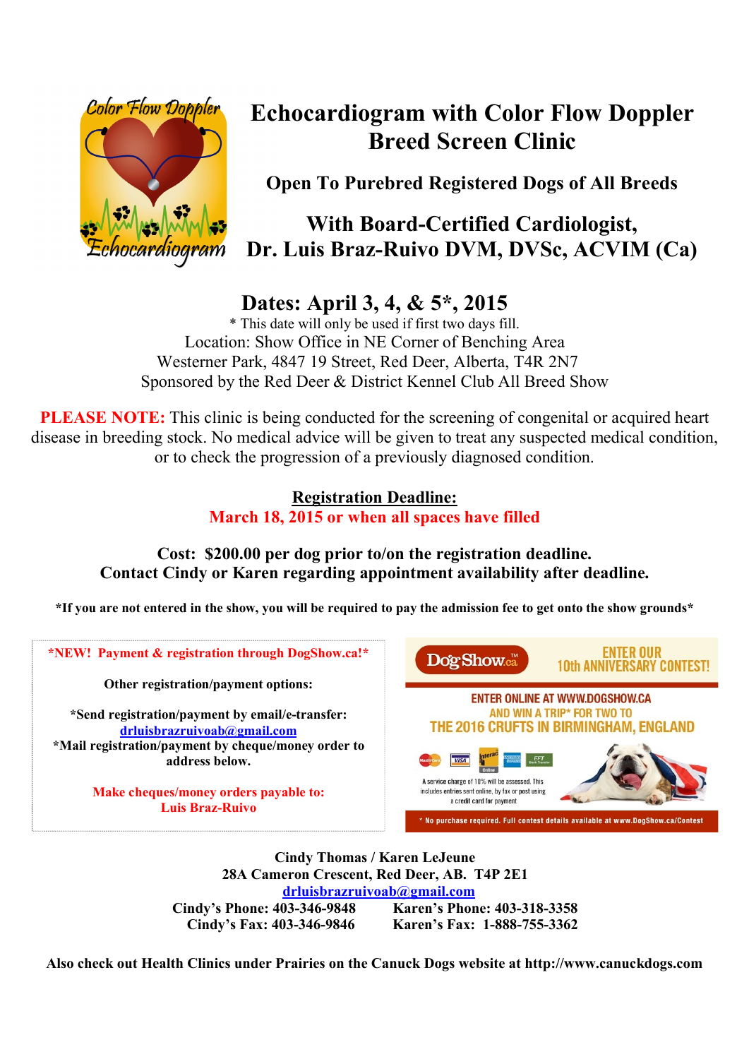# Echocardiogram with Color Flow Doppler Breed Screen Clinic

## Open To Purebred Registered Dogs of All Breeds

## With Board-Certified Cardiologist, Dr. Luis Braz-Ruivo DVM, DVSc, ACVIM (Ca)

## Dates: April 3, 4, & 5*, 2015

\* This date will only be used if first two days fill.

Location: Show Office in NE Corner of Benching Area

Westerner Park, 4847 19 Street, Red Deer, Alberta, T4R 2N7

Sponsored by the Red Deer & District Kennel Club All Breed Show

**PLEASE NOTE:** This clinic is being conducted for the screening of congenital or acquired heart disease in breeding stock. No medical advice will be given to treat any suspected medical condition, or to check the progression of a previously diagnosed condition.

**Registration Deadline:**

**March 18, 2015 or when all spaces have filled**

**Cost: $200.00 per dog prior to/on the registration deadline.**
**Contact Cindy or Karen regarding appointment availability after deadline.**

**\*If you are not entered in the show, you will be required to pay the admission fee to get onto the show grounds\***

**\*NEW! Payment & registration through DogShow.ca!\***

**Other registration/payment options:**

**\*Send registration/payment by email/e-transfer:** drluisbrazruivoab@gmail.com

**\*Mail registration/payment by cheque/money order to address below.**

**Make cheques/money orders payable to: Luis Braz-Ruivo**

DogShow.ca™ ENTER OUR 10th ANNIVERSARY CONTEST!

ENTER ONLINE AT WWW.DOGSHOW.CA AND WIN A TRIP* FOR TWO TO THE 2016 CRUFTS IN BIRMINGHAM, ENGLAND

A service charge of 10% will be assessed. This includes entries sent online, by fax or post using a credit card for payment

\* No purchase required. Full contest details available at www.DogShow.ca/Contest

**Cindy Thomas / Karen LeJeune**
**28A Cameron Crescent, Red Deer, AB. T4P 2E1**
drluisbrazruivoab@gmail.com

| | |
|---|---|
| **Cindy's Phone: 403-346-9848** | **Karen's Phone: 403-318-3358** |
| **Cindy's Fax: 403-346-9846** | **Karen's Fax: 1-888-755-3362** |

**Also check out Health Clinics under Prairies on the Canuck Dogs website at http://www.canuckdogs.com**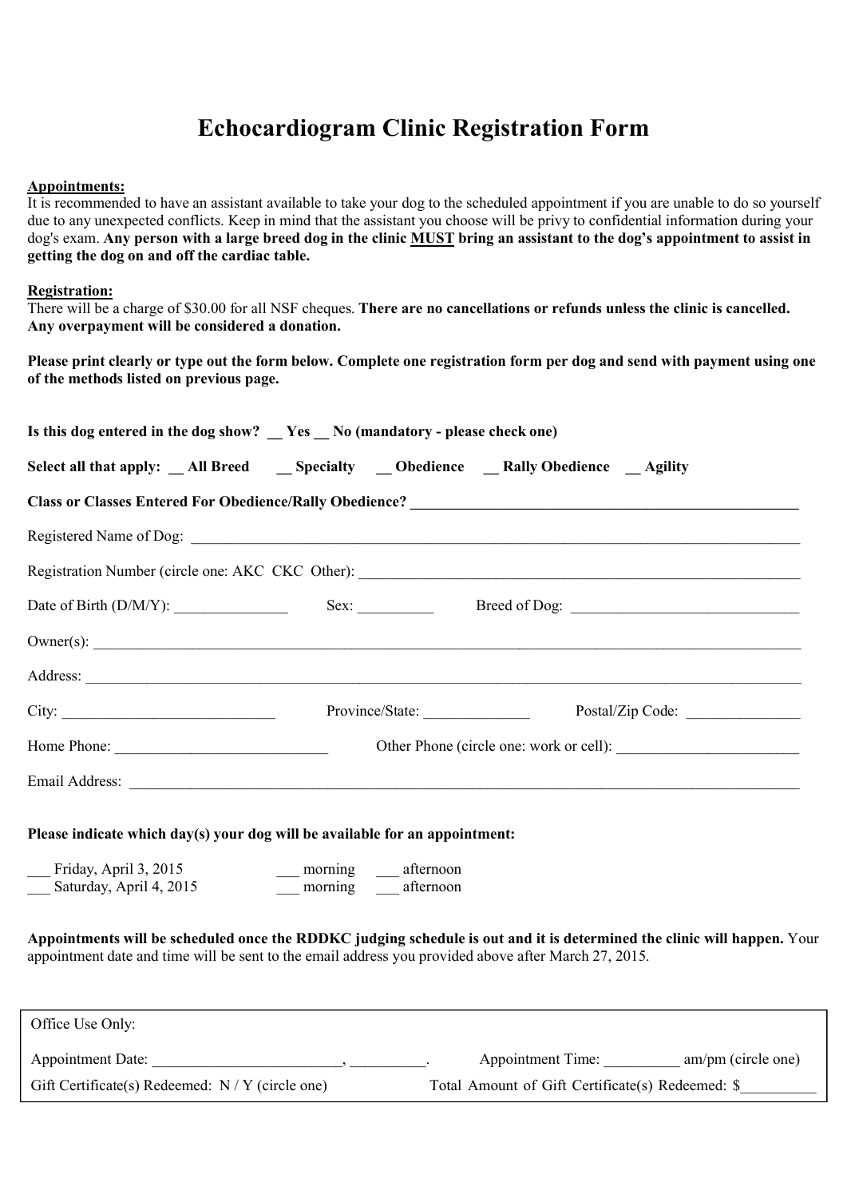# Echocardiogram Clinic Registration Form

**Appointments:**
It is recommended to have an assistant available to take your dog to the scheduled appointment if you are unable to do so yourself due to any unexpected conflicts. Keep in mind that the assistant you choose will be privy to confidential information during your dog's exam. **Any person with a large breed dog in the clinic MUST bring an assistant to the dog's appointment to assist in getting the dog on and off the cardiac table.**

**Registration:**
There will be a charge of $30.00 for all NSF cheques. **There are no cancellations or refunds unless the clinic is cancelled. Any overpayment will be considered a donation.**

**Please print clearly or type out the form below. Complete one registration form per dog and send with payment using one of the methods listed on previous page.**

**Is this dog entered in the dog show? __ Yes __ No (mandatory - please check one)**

**Select all that apply: __ All Breed __ Specialty __ Obedience __ Rally Obedience __ Agility**

**Class or Classes Entered For Obedience/Rally Obedience? ____________________________________________**

Registered Name of Dog: ____________________________________________________________________________

Registration Number (circle one: AKC CKC Other): ______________________________________________________

Date of Birth (D/M/Y): _______________ Sex: __________ Breed of Dog: ______________________________

Owner(s): ______________________________________________________________________________________

Address: _______________________________________________________________________________________

City: ____________________________ Province/State: ______________ Postal/Zip Code: _______________

Home Phone: ____________________________ Other Phone (circle one: work or cell): ________________________

Email Address: __________________________________________________________________________________

**Please indicate which day(s) your dog will be available for an appointment:**

___ Friday, April 3, 2015 ___ morning ___ afternoon
___ Saturday, April 4, 2015 ___ morning ___ afternoon

**Appointments will be scheduled once the RDDKC judging schedule is out and it is determined the clinic will happen.** Your appointment date and time will be sent to the email address you provided above after March 27, 2015.

---

Office Use Only:

Appointment Date: _________________________, __________. Appointment Time: __________ am/pm (circle one)

Gift Certificate(s) Redeemed: N / Y (circle one) Total Amount of Gift Certificate(s) Redeemed: $__________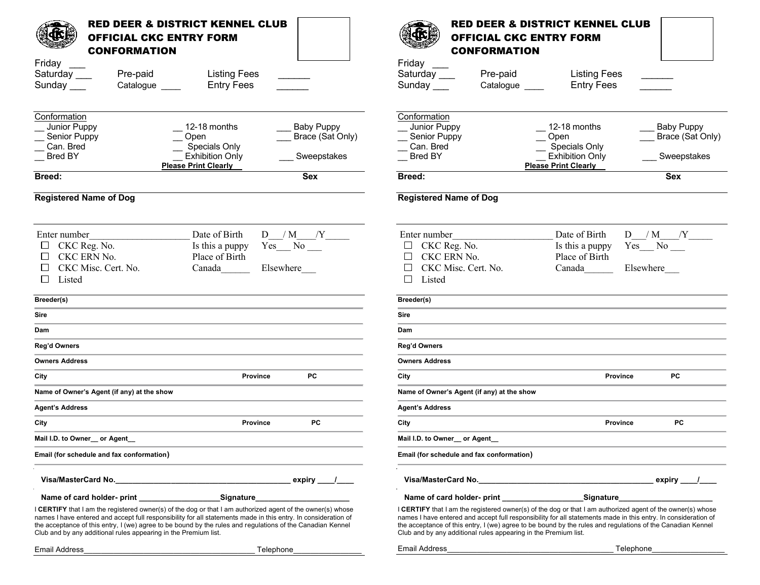# RED DEER & DISTRICT KENNEL CLUB
# OFFICIAL CKC ENTRY FORM
# CONFORMATION

Friday ___
Saturday ___ Pre-paid Listing Fees ______
Sunday ___ Catalogue ____ Entry Fees ______

Conformation

| | | |
|---|---|---|
| __ Junior Puppy | __ 12-18 months | ___ Baby Puppy |
| __ Senior Puppy | __ Open | ___ Brace (Sat Only) |
| __ Can. Bred | __ Specials Only | |
| __ Bred BY | __ Exhibition Only | ___ Sweepstakes |

**Please Print Clearly**

**Breed:** **Sex**

**Registered Name of Dog**

Enter number____________________ Date of Birth D___/ M____/Y_____
☐ CKC Reg. No. Is this a puppy Yes___ No ___
☐ CKC ERN No. Place of Birth
☐ CKC Misc. Cert. No. Canada______ Elsewhere___
☐ Listed

**Breeder(s)**

**Sire**

**Dam**

**Reg'd Owners**

**Owners Address**

**City** **Province** **PC**

**Name of Owner's Agent (if any) at the show**

**Agent's Address**

**City** **Province** **PC**

**Mail I.D. to Owner__ or Agent__**

**Email (for schedule and fax conformation)**

**Visa/MasterCard No.________________________________________ expiry ____/____**

**Name of card holder- print __________________Signature_____________________**

I **CERTIFY** that I am the registered owner(s) of the dog or that I am authorized agent of the owner(s) whose names I have entered and accept full responsibility for all statements made in this entry. In consideration of the acceptance of this entry, I (we) agree to be bound by the rules and regulations of the Canadian Kennel Club and by any additional rules appearing in the Premium list.

Email Address_______________________________________ Telephone________________

---

# RED DEER & DISTRICT KENNEL CLUB
# OFFICIAL CKC ENTRY FORM
# CONFORMATION

Friday ___
Saturday ___ Pre-paid Listing Fees ______
Sunday ___ Catalogue ____ Entry Fees ______

Conformation

| | | |
|---|---|---|
| __ Junior Puppy | __ 12-18 months | ___ Baby Puppy |
| __ Senior Puppy | __ Open | ___ Brace (Sat Only) |
| __ Can. Bred | __ Specials Only | |
| __ Bred BY | __ Exhibition Only | ___ Sweepstakes |

**Please Print Clearly**

**Breed:** **Sex**

**Registered Name of Dog**

Enter number____________________ Date of Birth D___/ M____/Y_____
☐ CKC Reg. No. Is this a puppy Yes___ No ___
☐ CKC ERN No. Place of Birth
☐ CKC Misc. Cert. No. Canada______ Elsewhere___
☐ Listed

**Breeder(s)**

**Sire**

**Dam**

**Reg'd Owners**

**Owners Address**

**City** **Province** **PC**

**Name of Owner's Agent (if any) at the show**

**Agent's Address**

**City** **Province** **PC**

**Mail I.D. to Owner__ or Agent__**

**Email (for schedule and fax conformation)**

**Visa/MasterCard No.________________________________________ expiry ____/____**

**Name of card holder- print __________________Signature_____________________**

I **CERTIFY** that I am the registered owner(s) of the dog or that I am authorized agent of the owner(s) whose names I have entered and accept full responsibility for all statements made in this entry. In consideration of the acceptance of this entry, I (we) agree to be bound by the rules and regulations of the Canadian Kennel Club and by any additional rules appearing in the Premium list.

Email Address_______________________________________ Telephone________________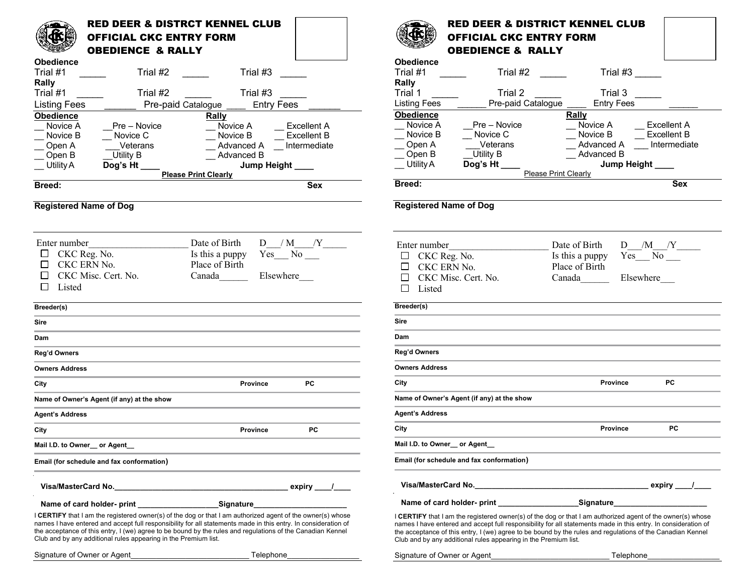# RED DEER & DISTRCT KENNEL CLUB
## OFFICIAL CKC ENTRY FORM
## OBEDIENCE & RALLY

**Obedience**
Trial #1 _____ Trial #2 _____ Trial #3 _____
**Rally**
Trial #1 _____ Trial #2 _____ Trial #3 _____
Listing Fees ______ Pre-paid Catalogue ____ Entry Fees ______

| **Obedience** | | **Rally** | |
|---|---|---|---|
| __ Novice A | __Pre – Novice | __ Novice A | __ Excellent A |
| __ Novice B | __ Novice C | __ Novice B | __ Excellent B |
| __ Open A | ___Veterans | __ Advanced A | __ Intermediate |
| __ Open B | __Utility B | __ Advanced B | |
| __ Utility A | **Dog's Ht ____** | | **Jump Height ____** |

Please Print Clearly

**Breed:** **Sex**

**Registered Name of Dog**

Enter number____________________ Date of Birth D___/ M___/Y_____
☐ CKC Reg. No. Is this a puppy Yes___ No ___
☐ CKC ERN No. Place of Birth
☐ CKC Misc. Cert. No. Canada______ Elsewhere___
☐ Listed

**Breeder(s)**

**Sire**

**Dam**

**Reg'd Owners**

**Owners Address**

**City** **Province** **PC**

**Name of Owner's Agent (if any) at the show**

**Agent's Address**

**City** **Province** **PC**

**Mail I.D. to Owner__ or Agent__**

**Email (for schedule and fax conformation)**

**Visa/MasterCard No.________________________________________ expiry ____/____**

**Name of card holder- print __________________Signature_____________________**

I **CERTIFY** that I am the registered owner(s) of the dog or that I am authorized agent of the owner(s) whose names I have entered and accept full responsibility for all statements made in this entry. In consideration of the acceptance of this entry, I (we) agree to be bound by the rules and regulations of the Canadian Kennel Club and by any additional rules appearing in the Premium list.

Signature of Owner or Agent____________________________ Telephone_________________

# RED DEER & DISTRICT KENNEL CLUB
## OFFICIAL CKC ENTRY FORM
## OBEDIENCE & RALLY

**Obedience**
Trial #1 _____ Trial #2 _____ Trial #3 _____
**Rally**
Trial 1 _____ Trial 2 _____ Trial 3 _____
Listing Fees ______ Pre-paid Catalogue ____ Entry Fees ______

| **Obedience** | | **Rally** | |
|---|---|---|---|
| __ Novice A | __Pre – Novice | __ Novice A | __ Excellent A |
| __ Novice B | __ Novice C | __ Novice B | __ Excellent B |
| __ Open A | ___Veterans | __ Advanced A | ___ Intermediate |
| __ Open B | __Utility B | __ Advanced B | |
| __ Utility A | **Dog's Ht ____** | | **Jump Height ____** |

Please Print Clearly

**Breed:** **Sex**

**Registered Name of Dog**

Enter number____________________ Date of Birth D___/M___/Y_____
☐ CKC Reg. No. Is this a puppy Yes___ No ___
☐ CKC ERN No. Place of Birth
☐ CKC Misc. Cert. No. Canada______ Elsewhere___
☐ Listed

**Breeder(s)**

**Sire**

**Dam**

**Reg'd Owners**

**Owners Address**

**City** **Province** **PC**

**Name of Owner's Agent (if any) at the show**

**Agent's Address**

**City** **Province** **PC**

**Mail I.D. to Owner__ or Agent__**

**Email (for schedule and fax conformation)**

**Visa/MasterCard No.________________________________________ expiry ____/____**

**Name of card holder- print __________________Signature_____________________**

I **CERTIFY** that I am the registered owner(s) of the dog or that I am authorized agent of the owner(s) whose names I have entered and accept full responsibility for all statements made in this entry. In consideration of the acceptance of this entry, I (we) agree to be bound by the rules and regulations of the Canadian Kennel Club and by any additional rules appearing in the Premium list.

Signature of Owner or Agent____________________________ Telephone_________________